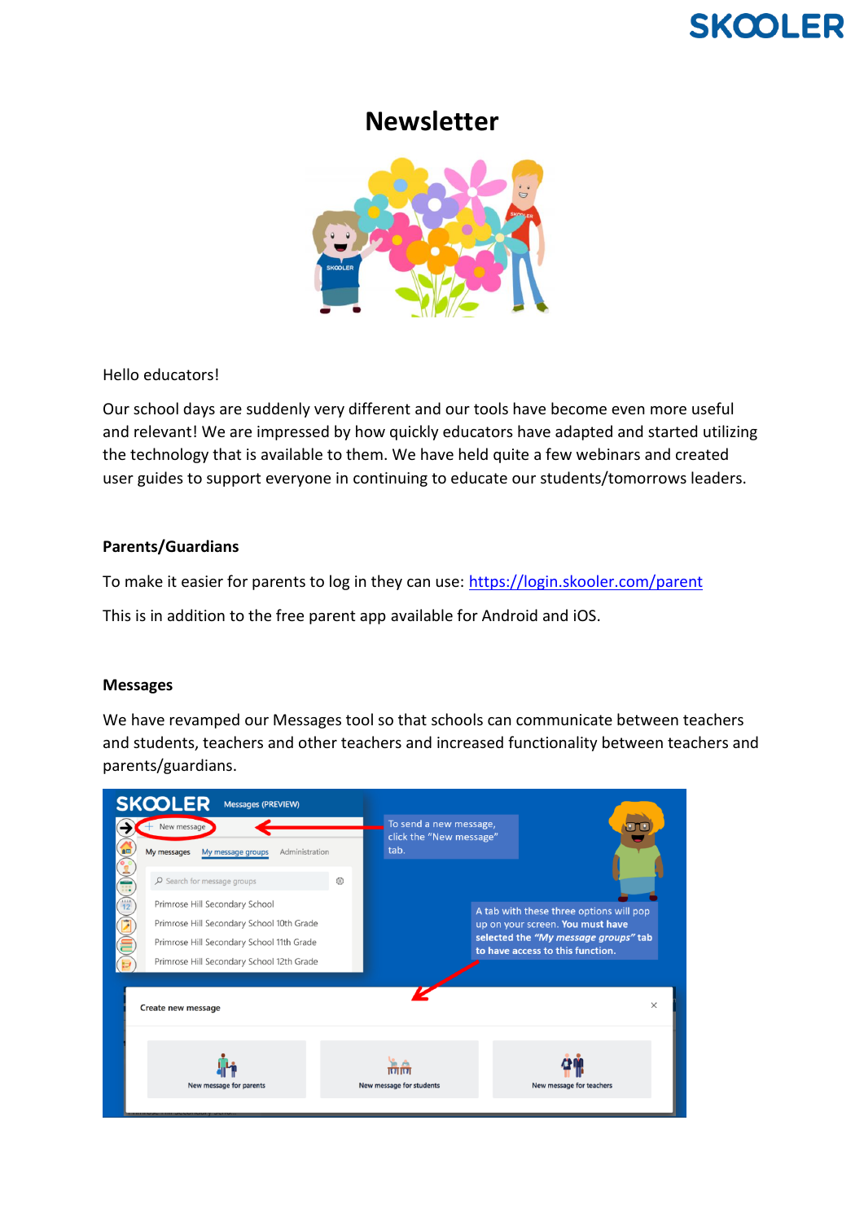# Newsletter

Hello educators!

Our school days are suddenly very different and our tools have become even more useful and relevant! We are impressed by how quickly educators have adapted and started utilizing the technology that is available to them. We have held quite a few webinars and created user guides to support everyone in continuing to educate our students/tomorrows leaders.

### Parents/Guardians

To make it easier for parents to log in they can use: [https://login.skooler.com/parent](https://login.skooler.com/parent)

This is in addition to the free parent app available for Android and iOS.

### Messages

We have revamped our Messages tool so that schools can communicate between teachers and students, teachers and other teachers and increased functionality between teachers and parents/guardians.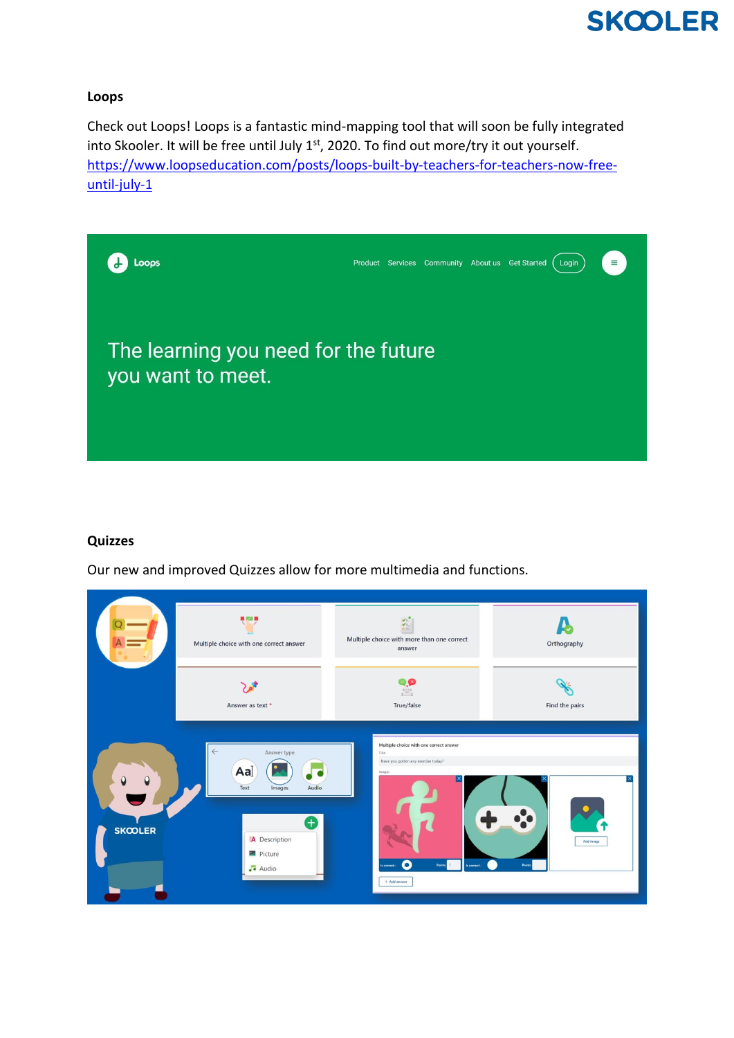## Loops

Check out Loops! Loops is a fantastic mind-mapping tool that will soon be fully integrated into Skooler. It will be free until July 1st, 2020. To find out more/try it out yourself. [https://www.loopseducation.com/posts/loops-built-by-teachers-for-teachers-now-free-until-july-1](https://www.loopseducation.com/posts/loops-built-by-teachers-for-teachers-now-free-until-july-1)

## Quizzes

Our new and improved Quizzes allow for more multimedia and functions.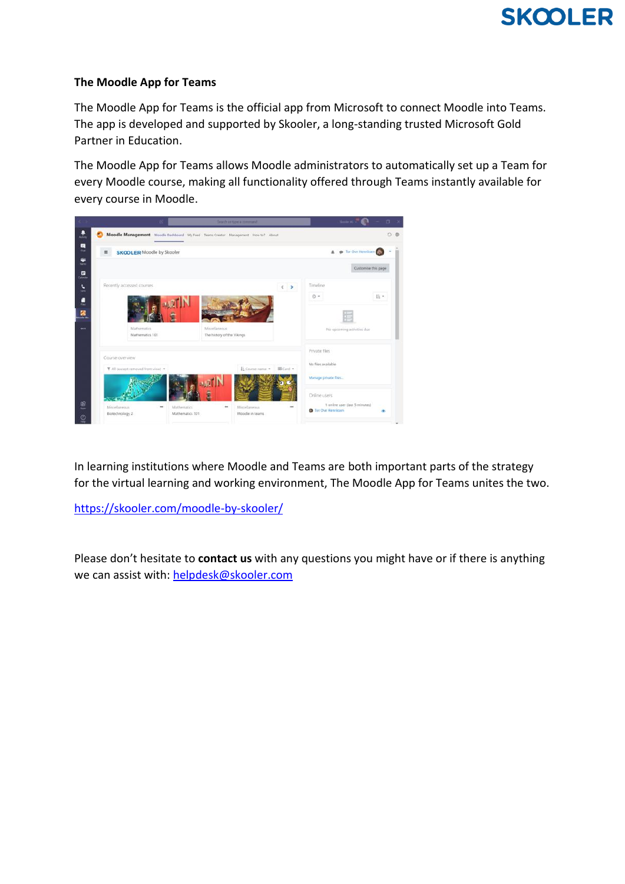**The Moodle App for Teams**

The Moodle App for Teams is the official app from Microsoft to connect Moodle into Teams. The app is developed and supported by Skooler, a long-standing trusted Microsoft Gold Partner in Education.

The Moodle App for Teams allows Moodle administrators to automatically set up a Team for every Moodle course, making all functionality offered through Teams instantly available for every course in Moodle.

In learning institutions where Moodle and Teams are both important parts of the strategy for the virtual learning and working environment, The Moodle App for Teams unites the two.

https://skooler.com/moodle-by-skooler/

Please don't hesitate to **contact us** with any questions you might have or if there is anything we can assist with: helpdesk@skooler.com